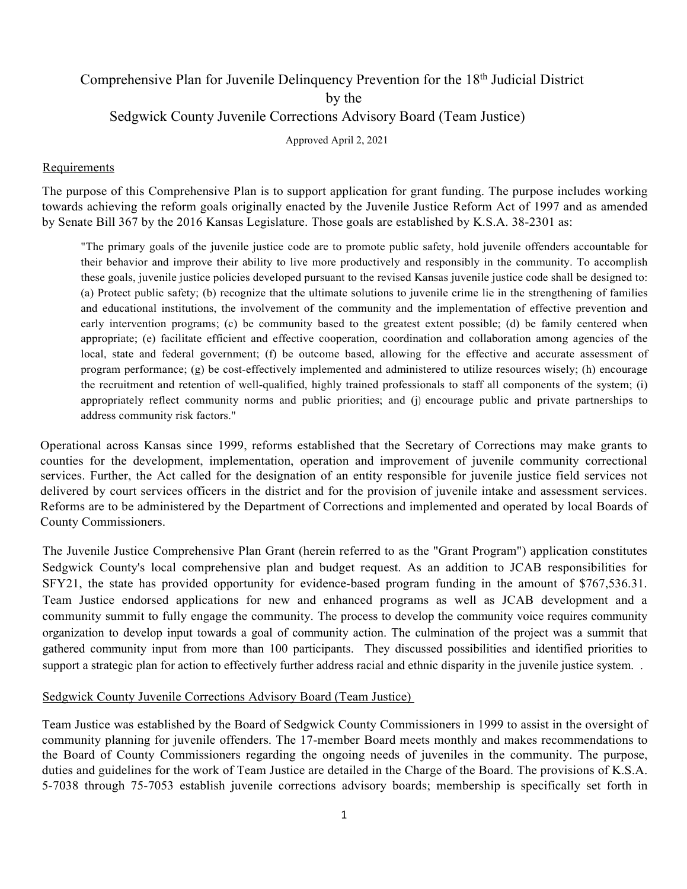# Comprehensive Plan for Juvenile Delinquency Prevention for the 18th Judicial District by the Sedgwick County Juvenile Corrections Advisory Board (Team Justice)

Approved April 2, 2021

## Requirements

The purpose of this Comprehensive Plan is to support application for grant funding. The purpose includes working towards achieving the reform goals originally enacted by the Juvenile Justice Reform Act of 1997 and as amended by Senate Bill 367 by the 2016 Kansas Legislature. Those goals are established by K.S.A. 38-2301 as:

> "The primary goals of the juvenile justice code are to promote public safety, hold juvenile offenders accountable for their behavior and improve their ability to live more productively and responsibly in the community. To accomplish these goals, juvenile justice policies developed pursuant to the revised Kansas juvenile justice code shall be designed to: (a) Protect public safety; (b) recognize that the ultimate solutions to juvenile crime lie in the strengthening of families and educational institutions, the involvement of the community and the implementation of effective prevention and early intervention programs; (c) be community based to the greatest extent possible; (d) be family centered when appropriate; (e) facilitate efficient and effective cooperation, coordination and collaboration among agencies of the local, state and federal government; (f) be outcome based, allowing for the effective and accurate assessment of program performance; (g) be cost-effectively implemented and administered to utilize resources wisely; (h) encourage the recruitment and retention of well-qualified, highly trained professionals to staff all components of the system; (i) appropriately reflect community norms and public priorities; and (j) encourage public and private partnerships to address community risk factors."

Operational across Kansas since 1999, reforms established that the Secretary of Corrections may make grants to counties for the development, implementation, operation and improvement of juvenile community correctional services. Further, the Act called for the designation of an entity responsible for juvenile justice field services not delivered by court services officers in the district and for the provision of juvenile intake and assessment services. Reforms are to be administered by the Department of Corrections and implemented and operated by local Boards of County Commissioners.

The Juvenile Justice Comprehensive Plan Grant (herein referred to as the "Grant Program") application constitutes Sedgwick County's local comprehensive plan and budget request. As an addition to JCAB responsibilities for SFY21, the state has provided opportunity for evidence-based program funding in the amount of $767,536.31. Team Justice endorsed applications for new and enhanced programs as well as JCAB development and a community summit to fully engage the community. The process to develop the community voice requires community organization to develop input towards a goal of community action. The culmination of the project was a summit that gathered community input from more than 100 participants. They discussed possibilities and identified priorities to support a strategic plan for action to effectively further address racial and ethnic disparity in the juvenile justice system. .

## Sedgwick County Juvenile Corrections Advisory Board (Team Justice)

Team Justice was established by the Board of Sedgwick County Commissioners in 1999 to assist in the oversight of community planning for juvenile offenders. The 17-member Board meets monthly and makes recommendations to the Board of County Commissioners regarding the ongoing needs of juveniles in the community. The purpose, duties and guidelines for the work of Team Justice are detailed in the Charge of the Board. The provisions of K.S.A. 5-7038 through 75-7053 establish juvenile corrections advisory boards; membership is specifically set forth in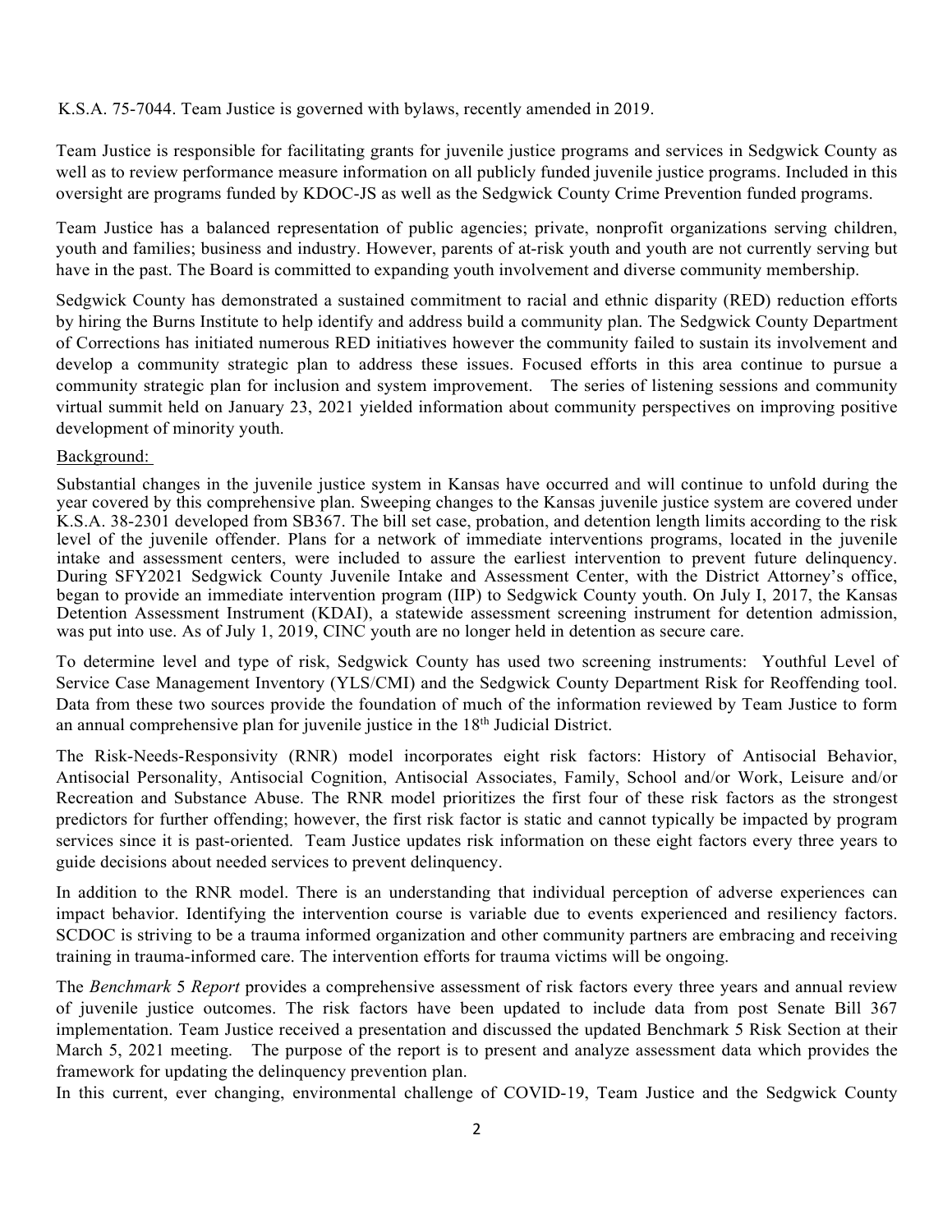K.S.A. 75-7044. Team Justice is governed with bylaws, recently amended in 2019.

Team Justice is responsible for facilitating grants for juvenile justice programs and services in Sedgwick County as well as to review performance measure information on all publicly funded juvenile justice programs. Included in this oversight are programs funded by KDOC-JS as well as the Sedgwick County Crime Prevention funded programs.

Team Justice has a balanced representation of public agencies; private, nonprofit organizations serving children, youth and families; business and industry. However, parents of at-risk youth and youth are not currently serving but have in the past. The Board is committed to expanding youth involvement and diverse community membership.

Sedgwick County has demonstrated a sustained commitment to racial and ethnic disparity (RED) reduction efforts by hiring the Burns Institute to help identify and address build a community plan. The Sedgwick County Department of Corrections has initiated numerous RED initiatives however the community failed to sustain its involvement and develop a community strategic plan to address these issues. Focused efforts in this area continue to pursue a community strategic plan for inclusion and system improvement. The series of listening sessions and community virtual summit held on January 23, 2021 yielded information about community perspectives on improving positive development of minority youth.

Background:

Substantial changes in the juvenile justice system in Kansas have occurred and will continue to unfold during the year covered by this comprehensive plan. Sweeping changes to the Kansas juvenile justice system are covered under K.S.A. 38-2301 developed from SB367. The bill set case, probation, and detention length limits according to the risk level of the juvenile offender. Plans for a network of immediate interventions programs, located in the juvenile intake and assessment centers, were included to assure the earliest intervention to prevent future delinquency. During SFY2021 Sedgwick County Juvenile Intake and Assessment Center, with the District Attorney's office, began to provide an immediate intervention program (IIP) to Sedgwick County youth. On July I, 2017, the Kansas Detention Assessment Instrument (KDAI), a statewide assessment screening instrument for detention admission, was put into use. As of July 1, 2019, CINC youth are no longer held in detention as secure care.

To determine level and type of risk, Sedgwick County has used two screening instruments: Youthful Level of Service Case Management Inventory (YLS/CMI) and the Sedgwick County Department Risk for Reoffending tool. Data from these two sources provide the foundation of much of the information reviewed by Team Justice to form an annual comprehensive plan for juvenile justice in the 18th Judicial District.

The Risk-Needs-Responsivity (RNR) model incorporates eight risk factors: History of Antisocial Behavior, Antisocial Personality, Antisocial Cognition, Antisocial Associates, Family, School and/or Work, Leisure and/or Recreation and Substance Abuse. The RNR model prioritizes the first four of these risk factors as the strongest predictors for further offending; however, the first risk factor is static and cannot typically be impacted by program services since it is past-oriented. Team Justice updates risk information on these eight factors every three years to guide decisions about needed services to prevent delinquency.

In addition to the RNR model. There is an understanding that individual perception of adverse experiences can impact behavior. Identifying the intervention course is variable due to events experienced and resiliency factors. SCDOC is striving to be a trauma informed organization and other community partners are embracing and receiving training in trauma-informed care. The intervention efforts for trauma victims will be ongoing.

The *Benchmark* 5 *Report* provides a comprehensive assessment of risk factors every three years and annual review of juvenile justice outcomes. The risk factors have been updated to include data from post Senate Bill 367 implementation. Team Justice received a presentation and discussed the updated Benchmark 5 Risk Section at their March 5, 2021 meeting. The purpose of the report is to present and analyze assessment data which provides the framework for updating the delinquency prevention plan.

In this current, ever changing, environmental challenge of COVID-19, Team Justice and the Sedgwick County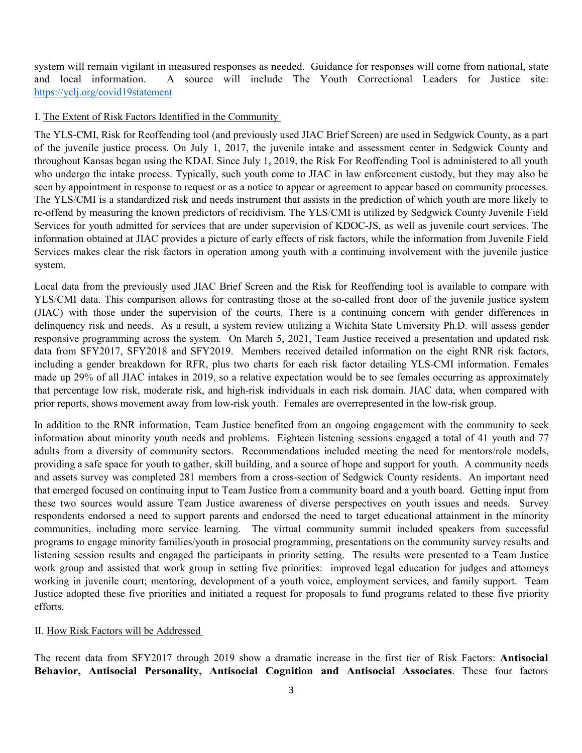system will remain vigilant in measured responses as needed. Guidance for responses will come from national, state and local information. A source will include The Youth Correctional Leaders for Justice site: https://yclj.org/covid19statement

I. The Extent of Risk Factors Identified in the Community

The YLS-CMI, Risk for Reoffending tool (and previously used JIAC Brief Screen) are used in Sedgwick County, as a part of the juvenile justice process. On July 1, 2017, the juvenile intake and assessment center in Sedgwick County and throughout Kansas began using the KDAI. Since July 1, 2019, the Risk For Reoffending Tool is administered to all youth who undergo the intake process. Typically, such youth come to JIAC in law enforcement custody, but they may also be seen by appointment in response to request or as a notice to appear or agreement to appear based on community processes. The YLS/CMI is a standardized risk and needs instrument that assists in the prediction of which youth are more likely to rc-offend by measuring the known predictors of recidivism. The YLS/CMI is utilized by Sedgwick County Juvenile Field Services for youth admitted for services that are under supervision of KDOC-JS, as well as juvenile court services. The information obtained at JIAC provides a picture of early effects of risk factors, while the information from Juvenile Field Services makes clear the risk factors in operation among youth with a continuing involvement with the juvenile justice system.

Local data from the previously used JIAC Brief Screen and the Risk for Reoffending tool is available to compare with YLS/CMI data. This comparison allows for contrasting those at the so-called front door of the juvenile justice system (JIAC) with those under the supervision of the courts. There is a continuing concern with gender differences in delinquency risk and needs. As a result, a system review utilizing a Wichita State University Ph.D. will assess gender responsive programming across the system. On March 5, 2021, Team Justice received a presentation and updated risk data from SFY2017, SFY2018 and SFY2019. Members received detailed information on the eight RNR risk factors, including a gender breakdown for RFR, plus two charts for each risk factor detailing YLS-CMI information. Females made up 29% of all JIAC intakes in 2019, so a relative expectation would be to see females occurring as approximately that percentage low risk, moderate risk, and high-risk individuals in each risk domain. JIAC data, when compared with prior reports, shows movement away from low-risk youth. Females are overrepresented in the low-risk group.

In addition to the RNR information, Team Justice benefited from an ongoing engagement with the community to seek information about minority youth needs and problems. Eighteen listening sessions engaged a total of 41 youth and 77 adults from a diversity of community sectors. Recommendations included meeting the need for mentors/role models, providing a safe space for youth to gather, skill building, and a source of hope and support for youth. A community needs and assets survey was completed 281 members from a cross-section of Sedgwick County residents. An important need that emerged focused on continuing input to Team Justice from a community board and a youth board. Getting input from these two sources would assure Team Justice awareness of diverse perspectives on youth issues and needs. Survey respondents endorsed a need to support parents and endorsed the need to target educational attainment in the minority communities, including more service learning. The virtual community summit included speakers from successful programs to engage minority families/youth in prosocial programming, presentations on the community survey results and listening session results and engaged the participants in priority setting. The results were presented to a Team Justice work group and assisted that work group in setting five priorities: improved legal education for judges and attorneys working in juvenile court; mentoring, development of a youth voice, employment services, and family support. Team Justice adopted these five priorities and initiated a request for proposals to fund programs related to these five priority efforts.

II. How Risk Factors will be Addressed

The recent data from SFY2017 through 2019 show a dramatic increase in the first tier of Risk Factors: **Antisocial Behavior, Antisocial Personality, Antisocial Cognition and Antisocial Associates**. These four factors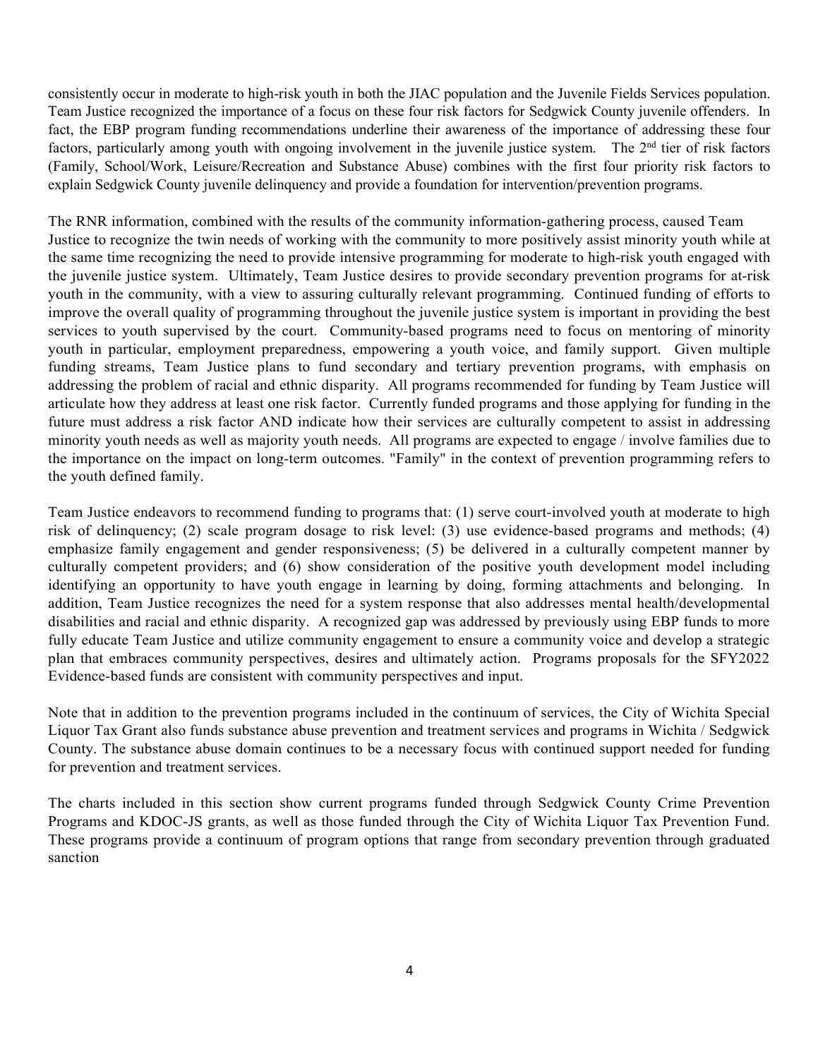consistently occur in moderate to high-risk youth in both the JIAC population and the Juvenile Fields Services population. Team Justice recognized the importance of a focus on these four risk factors for Sedgwick County juvenile offenders. In fact, the EBP program funding recommendations underline their awareness of the importance of addressing these four factors, particularly among youth with ongoing involvement in the juvenile justice system. The 2nd tier of risk factors (Family, School/Work, Leisure/Recreation and Substance Abuse) combines with the first four priority risk factors to explain Sedgwick County juvenile delinquency and provide a foundation for intervention/prevention programs.

The RNR information, combined with the results of the community information-gathering process, caused Team Justice to recognize the twin needs of working with the community to more positively assist minority youth while at the same time recognizing the need to provide intensive programming for moderate to high-risk youth engaged with the juvenile justice system. Ultimately, Team Justice desires to provide secondary prevention programs for at-risk youth in the community, with a view to assuring culturally relevant programming. Continued funding of efforts to improve the overall quality of programming throughout the juvenile justice system is important in providing the best services to youth supervised by the court. Community-based programs need to focus on mentoring of minority youth in particular, employment preparedness, empowering a youth voice, and family support. Given multiple funding streams, Team Justice plans to fund secondary and tertiary prevention programs, with emphasis on addressing the problem of racial and ethnic disparity. All programs recommended for funding by Team Justice will articulate how they address at least one risk factor. Currently funded programs and those applying for funding in the future must address a risk factor AND indicate how their services are culturally competent to assist in addressing minority youth needs as well as majority youth needs. All programs are expected to engage / involve families due to the importance on the impact on long-term outcomes. "Family" in the context of prevention programming refers to the youth defined family.

Team Justice endeavors to recommend funding to programs that: (1) serve court-involved youth at moderate to high risk of delinquency; (2) scale program dosage to risk level: (3) use evidence-based programs and methods; (4) emphasize family engagement and gender responsiveness; (5) be delivered in a culturally competent manner by culturally competent providers; and (6) show consideration of the positive youth development model including identifying an opportunity to have youth engage in learning by doing, forming attachments and belonging. In addition, Team Justice recognizes the need for a system response that also addresses mental health/developmental disabilities and racial and ethnic disparity. A recognized gap was addressed by previously using EBP funds to more fully educate Team Justice and utilize community engagement to ensure a community voice and develop a strategic plan that embraces community perspectives, desires and ultimately action. Programs proposals for the SFY2022 Evidence-based funds are consistent with community perspectives and input.

Note that in addition to the prevention programs included in the continuum of services, the City of Wichita Special Liquor Tax Grant also funds substance abuse prevention and treatment services and programs in Wichita / Sedgwick County. The substance abuse domain continues to be a necessary focus with continued support needed for funding for prevention and treatment services.

The charts included in this section show current programs funded through Sedgwick County Crime Prevention Programs and KDOC-JS grants, as well as those funded through the City of Wichita Liquor Tax Prevention Fund. These programs provide a continuum of program options that range from secondary prevention through graduated sanction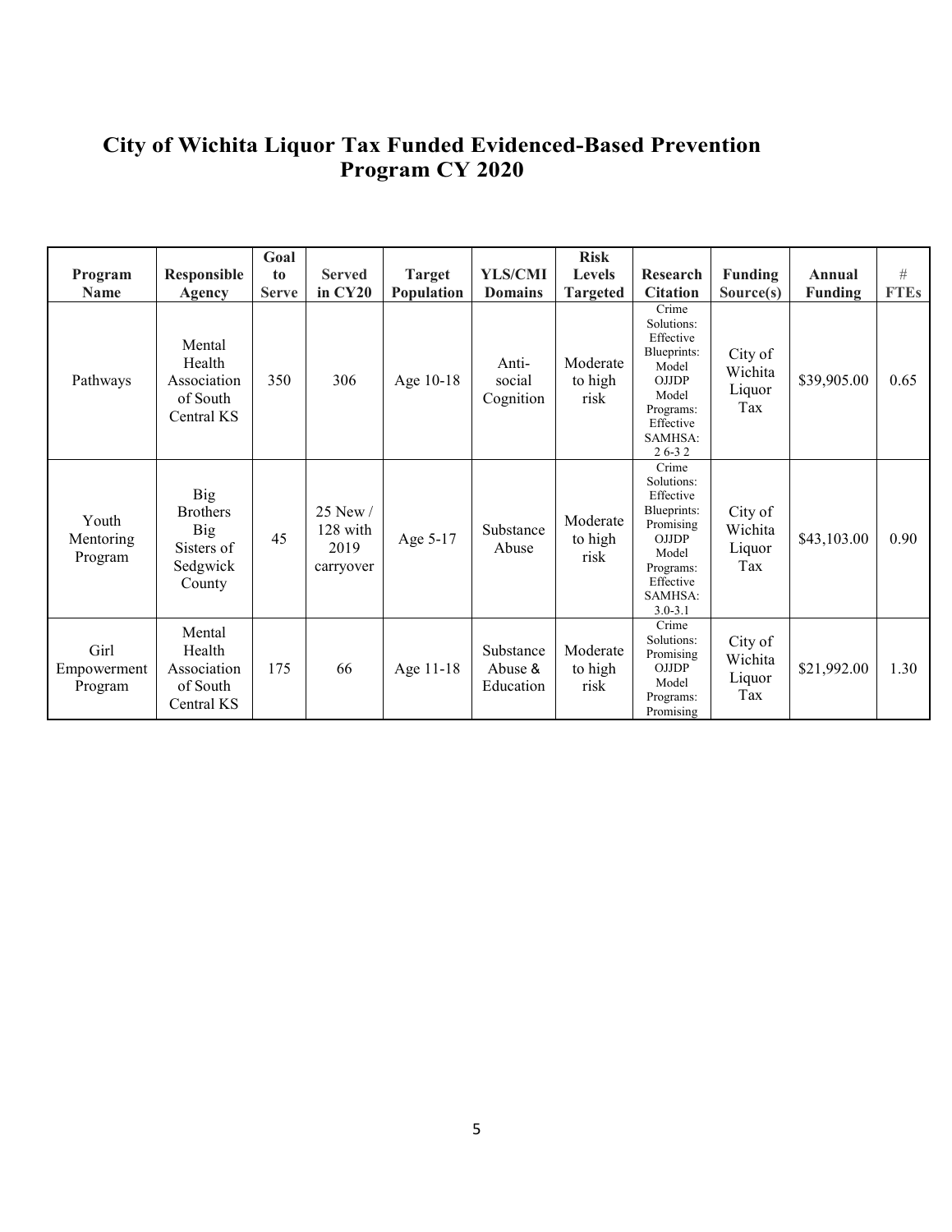# City of Wichita Liquor Tax Funded Evidenced-Based Prevention Program CY 2020

| Program Name | Responsible Agency | Goal to Serve | Served in CY20 | Target Population | YLS/CMI Domains | Risk Levels Targeted | Research Citation | Funding Source(s) | Annual Funding | # FTEs |
|---|---|---|---|---|---|---|---|---|---|---|
| Pathways | Mental Health Association of South Central KS | 350 | 306 | Age 10-18 | Anti-social Cognition | Moderate to high risk | Crime Solutions: Effective Blueprints: Model OJJDP Model Programs: Effective SAMHSA: 2 6-3 2 | City of Wichita Liquor Tax | $39,905.00 | 0.65 |
| Youth Mentoring Program | Big Brothers Big Sisters of Sedgwick County | 45 | 25 New / 128 with 2019 carryover | Age 5-17 | Substance Abuse | Moderate to high risk | Crime Solutions: Effective Blueprints: Promising OJJDP Model Programs: Effective SAMHSA: 3.0-3.1 | City of Wichita Liquor Tax | $43,103.00 | 0.90 |
| Girl Empowerment Program | Mental Health Association of South Central KS | 175 | 66 | Age 11-18 | Substance Abuse & Education | Moderate to high risk | Crime Solutions: Promising OJJDP Model Programs: Promising | City of Wichita Liquor Tax | $21,992.00 | 1.30 |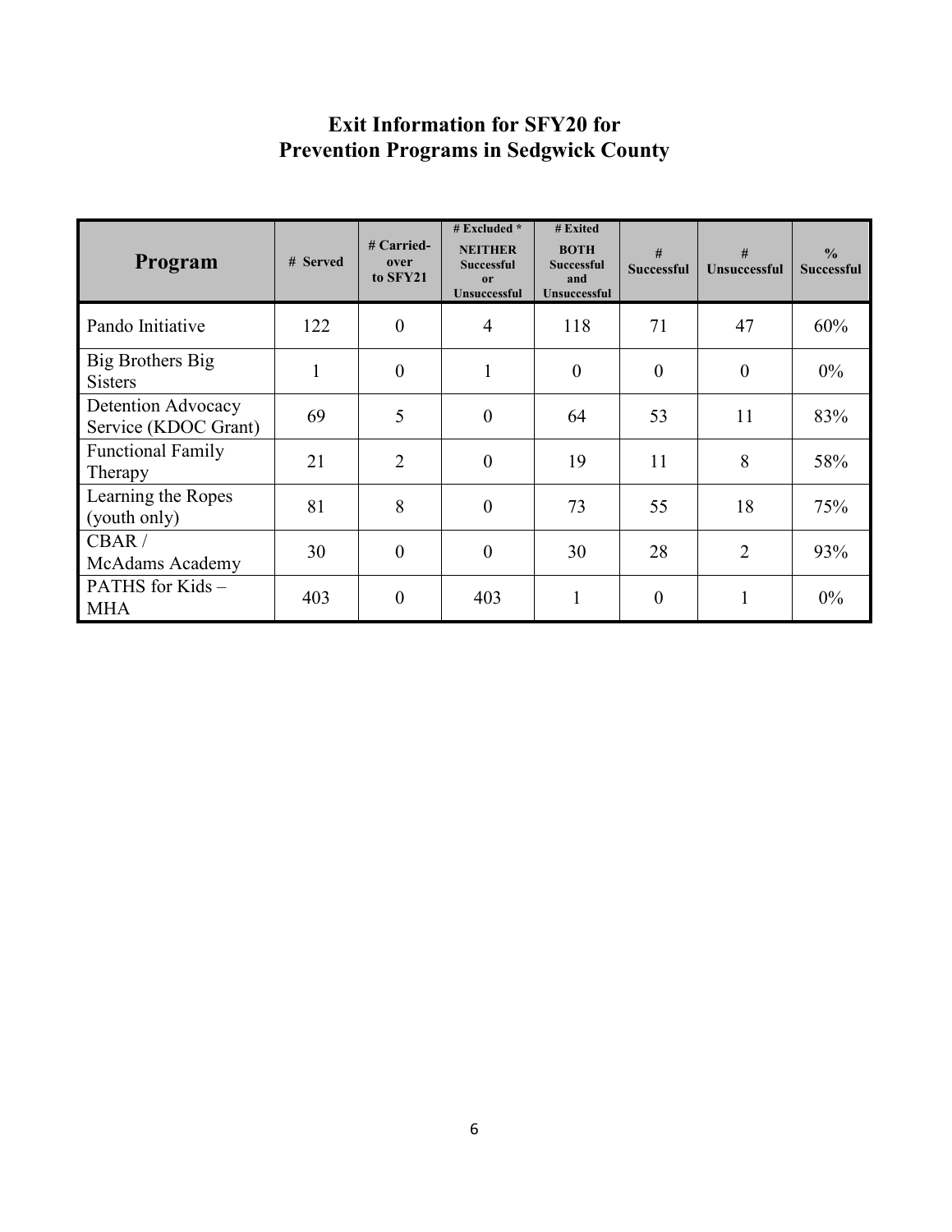# Exit Information for SFY20 for Prevention Programs in Sedgwick County

| Program | # Served | # Carried-over to SFY21 | # Excluded * NEITHER Successful or Unsuccessful | # Exited BOTH Successful and Unsuccessful | # Successful | # Unsuccessful | % Successful |
|---|---|---|---|---|---|---|---|
| Pando Initiative | 122 | 0 | 4 | 118 | 71 | 47 | 60% |
| Big Brothers Big Sisters | 1 | 0 | 1 | 0 | 0 | 0 | 0% |
| Detention Advocacy Service (KDOC Grant) | 69 | 5 | 0 | 64 | 53 | 11 | 83% |
| Functional Family Therapy | 21 | 2 | 0 | 19 | 11 | 8 | 58% |
| Learning the Ropes (youth only) | 81 | 8 | 0 | 73 | 55 | 18 | 75% |
| CBAR / McAdams Academy | 30 | 0 | 0 | 30 | 28 | 2 | 93% |
| PATHS for Kids – MHA | 403 | 0 | 403 | 1 | 0 | 1 | 0% |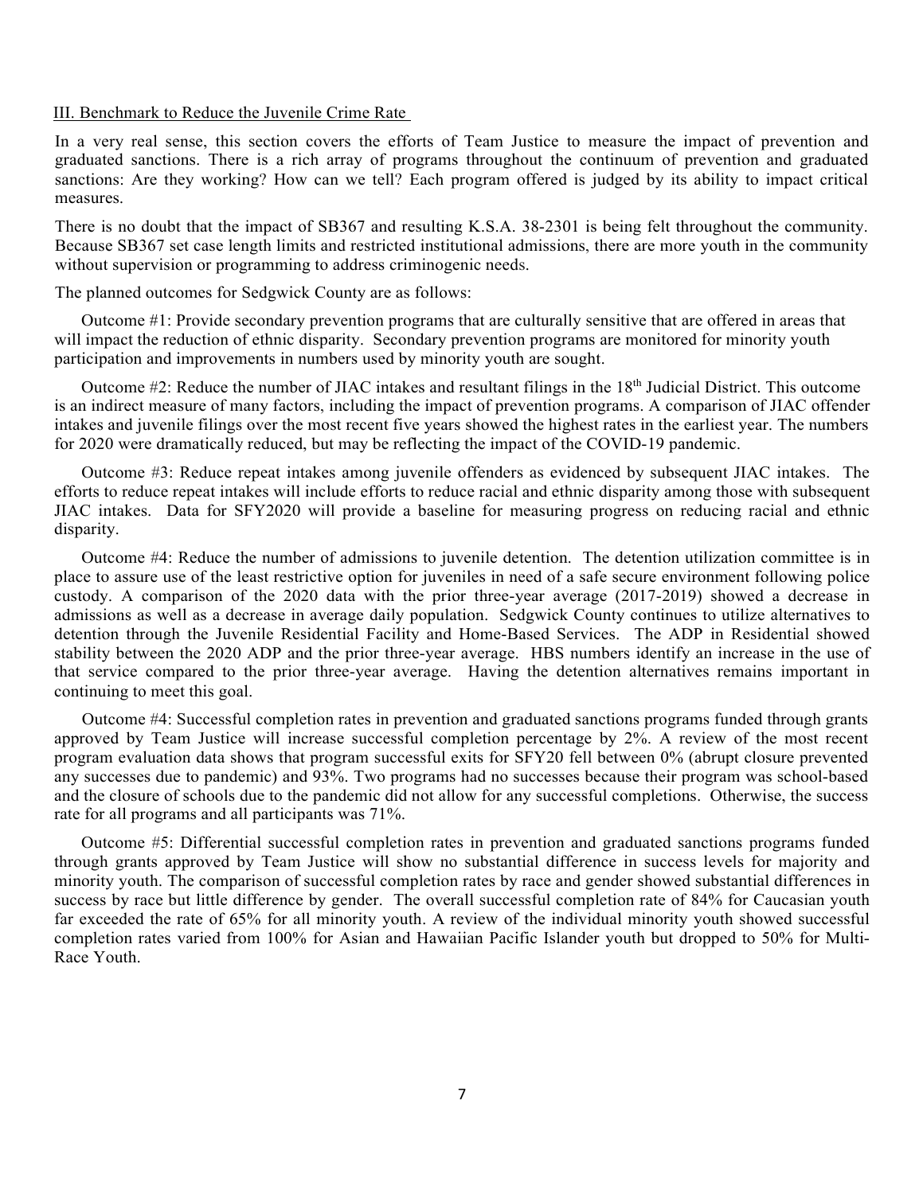## III. Benchmark to Reduce the Juvenile Crime Rate

In a very real sense, this section covers the efforts of Team Justice to measure the impact of prevention and graduated sanctions. There is a rich array of programs throughout the continuum of prevention and graduated sanctions: Are they working? How can we tell? Each program offered is judged by its ability to impact critical measures.

There is no doubt that the impact of SB367 and resulting K.S.A. 38-2301 is being felt throughout the community. Because SB367 set case length limits and restricted institutional admissions, there are more youth in the community without supervision or programming to address criminogenic needs.

The planned outcomes for Sedgwick County are as follows:

Outcome #1: Provide secondary prevention programs that are culturally sensitive that are offered in areas that will impact the reduction of ethnic disparity. Secondary prevention programs are monitored for minority youth participation and improvements in numbers used by minority youth are sought.

Outcome #2: Reduce the number of JIAC intakes and resultant filings in the 18th Judicial District. This outcome is an indirect measure of many factors, including the impact of prevention programs. A comparison of JIAC offender intakes and juvenile filings over the most recent five years showed the highest rates in the earliest year. The numbers for 2020 were dramatically reduced, but may be reflecting the impact of the COVID-19 pandemic.

Outcome #3: Reduce repeat intakes among juvenile offenders as evidenced by subsequent JIAC intakes. The efforts to reduce repeat intakes will include efforts to reduce racial and ethnic disparity among those with subsequent JIAC intakes. Data for SFY2020 will provide a baseline for measuring progress on reducing racial and ethnic disparity.

Outcome #4: Reduce the number of admissions to juvenile detention. The detention utilization committee is in place to assure use of the least restrictive option for juveniles in need of a safe secure environment following police custody. A comparison of the 2020 data with the prior three-year average (2017-2019) showed a decrease in admissions as well as a decrease in average daily population. Sedgwick County continues to utilize alternatives to detention through the Juvenile Residential Facility and Home-Based Services. The ADP in Residential showed stability between the 2020 ADP and the prior three-year average. HBS numbers identify an increase in the use of that service compared to the prior three-year average. Having the detention alternatives remains important in continuing to meet this goal.

Outcome #4: Successful completion rates in prevention and graduated sanctions programs funded through grants approved by Team Justice will increase successful completion percentage by 2%. A review of the most recent program evaluation data shows that program successful exits for SFY20 fell between 0% (abrupt closure prevented any successes due to pandemic) and 93%. Two programs had no successes because their program was school-based and the closure of schools due to the pandemic did not allow for any successful completions. Otherwise, the success rate for all programs and all participants was 71%.

Outcome #5: Differential successful completion rates in prevention and graduated sanctions programs funded through grants approved by Team Justice will show no substantial difference in success levels for majority and minority youth. The comparison of successful completion rates by race and gender showed substantial differences in success by race but little difference by gender. The overall successful completion rate of 84% for Caucasian youth far exceeded the rate of 65% for all minority youth. A review of the individual minority youth showed successful completion rates varied from 100% for Asian and Hawaiian Pacific Islander youth but dropped to 50% for Multi-Race Youth.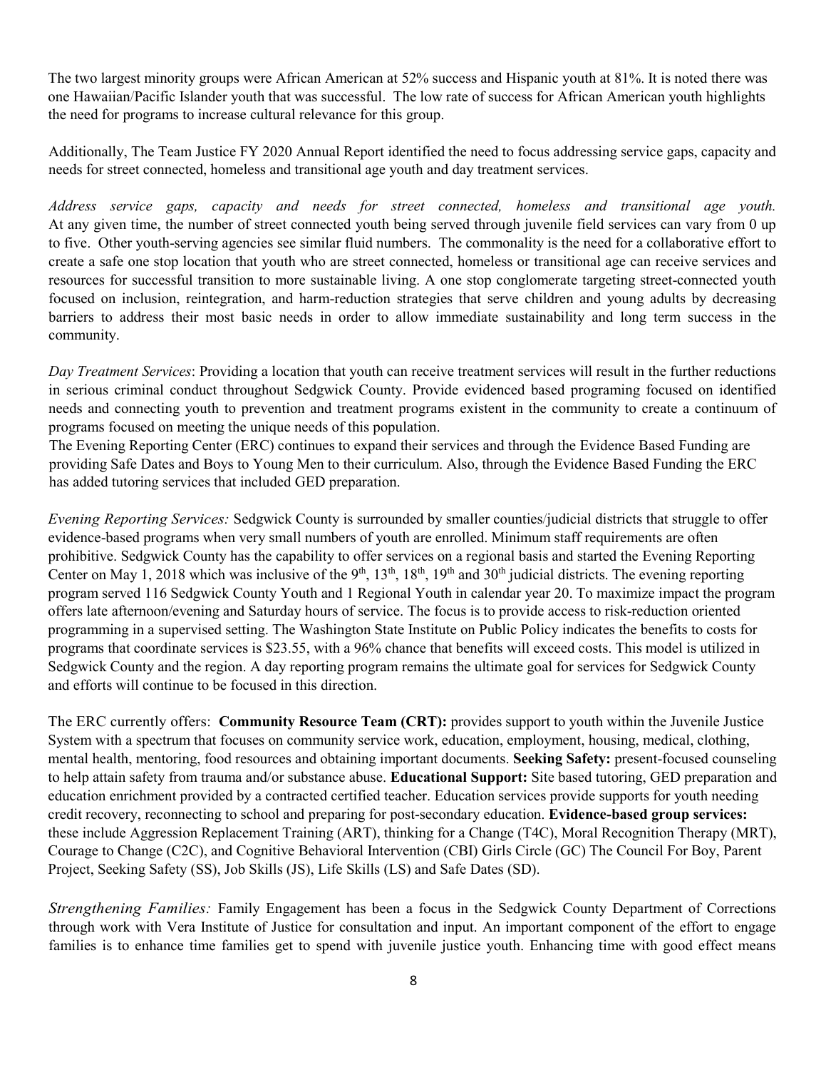The two largest minority groups were African American at 52% success and Hispanic youth at 81%. It is noted there was one Hawaiian/Pacific Islander youth that was successful. The low rate of success for African American youth highlights the need for programs to increase cultural relevance for this group.

Additionally, The Team Justice FY 2020 Annual Report identified the need to focus addressing service gaps, capacity and needs for street connected, homeless and transitional age youth and day treatment services.

*Address service gaps, capacity and needs for street connected, homeless and transitional age youth.* At any given time, the number of street connected youth being served through juvenile field services can vary from 0 up to five. Other youth-serving agencies see similar fluid numbers. The commonality is the need for a collaborative effort to create a safe one stop location that youth who are street connected, homeless or transitional age can receive services and resources for successful transition to more sustainable living. A one stop conglomerate targeting street-connected youth focused on inclusion, reintegration, and harm-reduction strategies that serve children and young adults by decreasing barriers to address their most basic needs in order to allow immediate sustainability and long term success in the community.

*Day Treatment Services*: Providing a location that youth can receive treatment services will result in the further reductions in serious criminal conduct throughout Sedgwick County. Provide evidenced based programing focused on identified needs and connecting youth to prevention and treatment programs existent in the community to create a continuum of programs focused on meeting the unique needs of this population.
The Evening Reporting Center (ERC) continues to expand their services and through the Evidence Based Funding are providing Safe Dates and Boys to Young Men to their curriculum. Also, through the Evidence Based Funding the ERC has added tutoring services that included GED preparation.

*Evening Reporting Services:* Sedgwick County is surrounded by smaller counties/judicial districts that struggle to offer evidence-based programs when very small numbers of youth are enrolled. Minimum staff requirements are often prohibitive. Sedgwick County has the capability to offer services on a regional basis and started the Evening Reporting Center on May 1, 2018 which was inclusive of the 9th, 13th, 18th, 19th and 30th judicial districts. The evening reporting program served 116 Sedgwick County Youth and 1 Regional Youth in calendar year 20. To maximize impact the program offers late afternoon/evening and Saturday hours of service. The focus is to provide access to risk-reduction oriented programming in a supervised setting. The Washington State Institute on Public Policy indicates the benefits to costs for programs that coordinate services is $23.55, with a 96% chance that benefits will exceed costs. This model is utilized in Sedgwick County and the region. A day reporting program remains the ultimate goal for services for Sedgwick County and efforts will continue to be focused in this direction.

The ERC currently offers: **Community Resource Team (CRT):** provides support to youth within the Juvenile Justice System with a spectrum that focuses on community service work, education, employment, housing, medical, clothing, mental health, mentoring, food resources and obtaining important documents. **Seeking Safety:** present-focused counseling to help attain safety from trauma and/or substance abuse. **Educational Support:** Site based tutoring, GED preparation and education enrichment provided by a contracted certified teacher. Education services provide supports for youth needing credit recovery, reconnecting to school and preparing for post-secondary education. **Evidence-based group services:** these include Aggression Replacement Training (ART), thinking for a Change (T4C), Moral Recognition Therapy (MRT), Courage to Change (C2C), and Cognitive Behavioral Intervention (CBI) Girls Circle (GC) The Council For Boy, Parent Project, Seeking Safety (SS), Job Skills (JS), Life Skills (LS) and Safe Dates (SD).

*Strengthening Families:* Family Engagement has been a focus in the Sedgwick County Department of Corrections through work with Vera Institute of Justice for consultation and input. An important component of the effort to engage families is to enhance time families get to spend with juvenile justice youth. Enhancing time with good effect means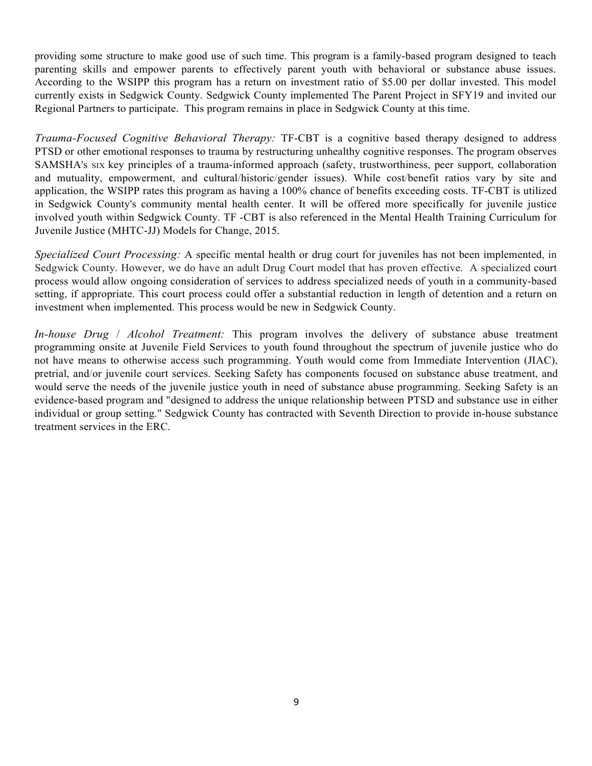providing some structure to make good use of such time. This program is a family-based program designed to teach parenting skills and empower parents to effectively parent youth with behavioral or substance abuse issues. According to the WSIPP this program has a return on investment ratio of $5.00 per dollar invested. This model currently exists in Sedgwick County. Sedgwick County implemented The Parent Project in SFY19 and invited our Regional Partners to participate. This program remains in place in Sedgwick County at this time.

*Trauma-Focused Cognitive Behavioral Therapy:* TF-CBT is a cognitive based therapy designed to address PTSD or other emotional responses to trauma by restructuring unhealthy cognitive responses. The program observes SAMSHA's SIX key principles of a trauma-informed approach (safety, trustworthiness, peer support, collaboration and mutuality, empowerment, and cultural/historic/gender issues). While cost/benefit ratios vary by site and application, the WSIPP rates this program as having a 100% chance of benefits exceeding costs. TF-CBT is utilized in Sedgwick County's community mental health center. It will be offered more specifically for juvenile justice involved youth within Sedgwick County. TF -CBT is also referenced in the Mental Health Training Curriculum for Juvenile Justice (MHTC-JJ) Models for Change, 2015.

*Specialized Court Processing:* A specific mental health or drug court for juveniles has not been implemented, in Sedgwick County. However, we do have an adult Drug Court model that has proven effective. A specialized court process would allow ongoing consideration of services to address specialized needs of youth in a community-based setting, if appropriate. This court process could offer a substantial reduction in length of detention and a return on investment when implemented. This process would be new in Sedgwick County.

*In-house Drug / Alcohol Treatment:* This program involves the delivery of substance abuse treatment programming onsite at Juvenile Field Services to youth found throughout the spectrum of juvenile justice who do not have means to otherwise access such programming. Youth would come from Immediate Intervention (JIAC), pretrial, and/or juvenile court services. Seeking Safety has components focused on substance abuse treatment, and would serve the needs of the juvenile justice youth in need of substance abuse programming. Seeking Safety is an evidence-based program and "designed to address the unique relationship between PTSD and substance use in either individual or group setting." Sedgwick County has contracted with Seventh Direction to provide in-house substance treatment services in the ERC.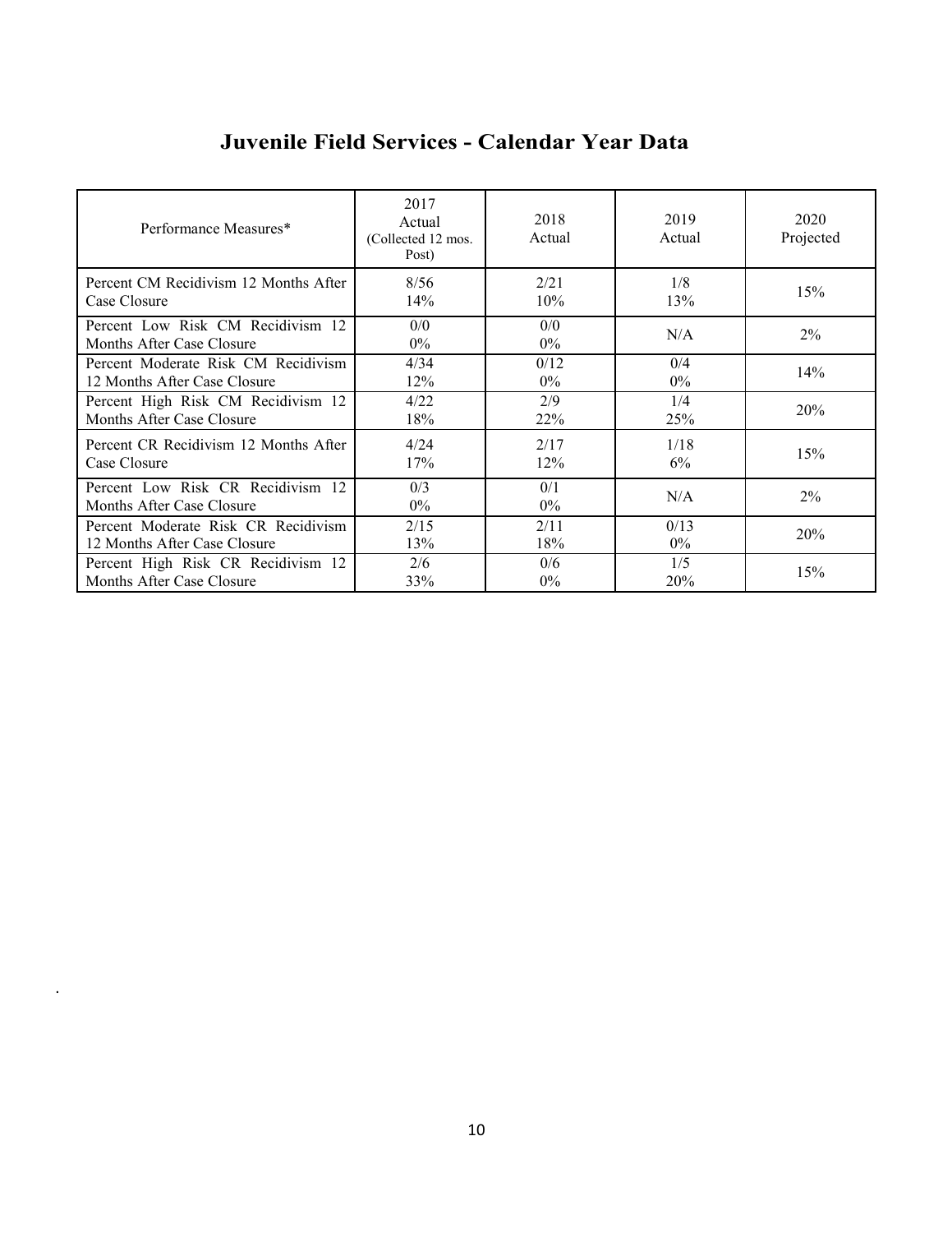# Juvenile Field Services - Calendar Year Data

| Performance Measures* | 2017 Actual (Collected 12 mos. Post) | 2018 Actual | 2019 Actual | 2020 Projected |
|---|---|---|---|---|
| Percent CM Recidivism 12 Months After Case Closure | 8/56<br>14% | 2/21<br>10% | 1/8<br>13% | 15% |
| Percent Low Risk CM Recidivism 12 Months After Case Closure | 0/0<br>0% | 0/0<br>0% | N/A | 2% |
| Percent Moderate Risk CM Recidivism 12 Months After Case Closure | 4/34<br>12% | 0/12<br>0% | 0/4<br>0% | 14% |
| Percent High Risk CM Recidivism 12 Months After Case Closure | 4/22<br>18% | 2/9<br>22% | 1/4<br>25% | 20% |
| Percent CR Recidivism 12 Months After Case Closure | 4/24<br>17% | 2/17<br>12% | 1/18<br>6% | 15% |
| Percent Low Risk CR Recidivism 12 Months After Case Closure | 0/3<br>0% | 0/1<br>0% | N/A | 2% |
| Percent Moderate Risk CR Recidivism 12 Months After Case Closure | 2/15<br>13% | 2/11<br>18% | 0/13<br>0% | 20% |
| Percent High Risk CR Recidivism 12 Months After Case Closure | 2/6<br>33% | 0/6<br>0% | 1/5<br>20% | 15% |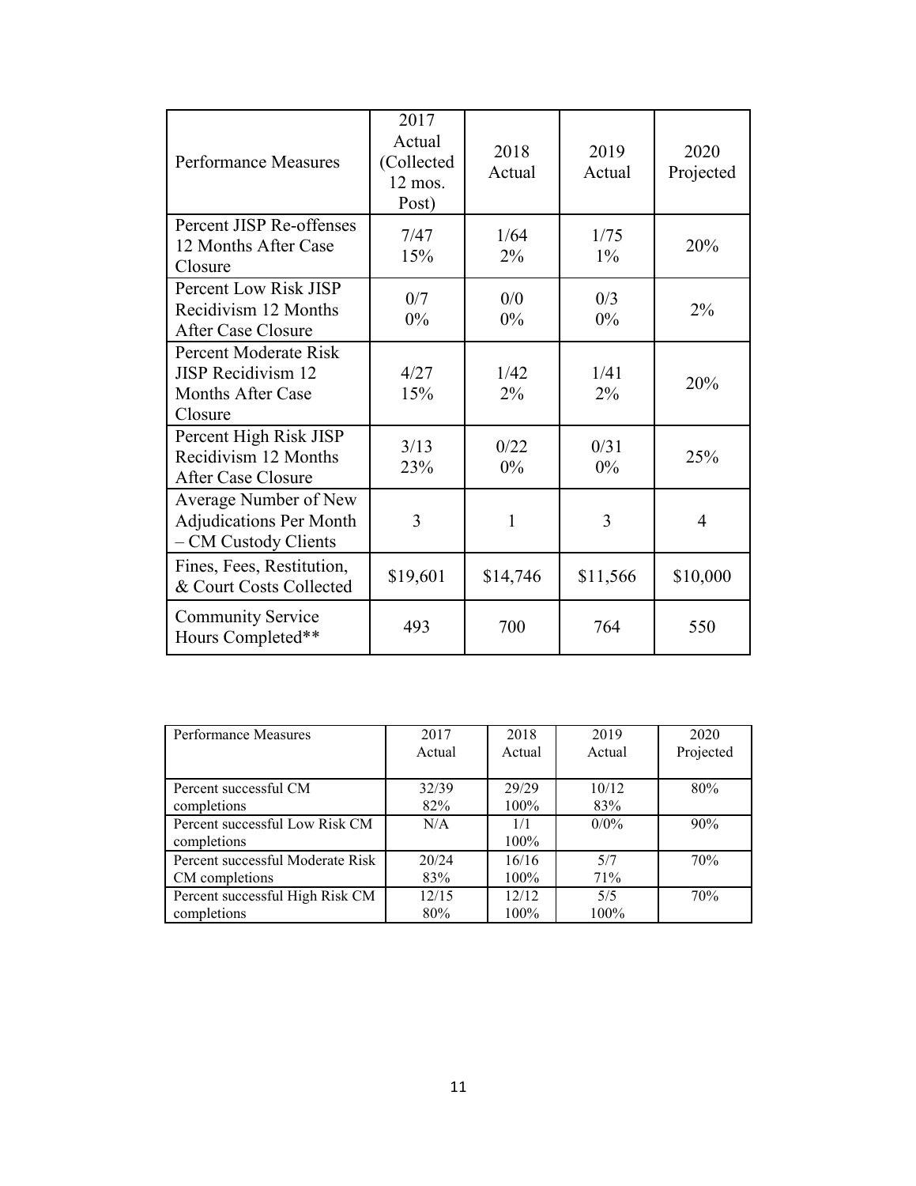| Performance Measures | 2017 Actual (Collected 12 mos. Post) | 2018 Actual | 2019 Actual | 2020 Projected |
|---|---|---|---|---|
| Percent JISP Re-offenses 12 Months After Case Closure | 7/47 15% | 1/64 2% | 1/75 1% | 20% |
| Percent Low Risk JISP Recidivism 12 Months After Case Closure | 0/7 0% | 0/0 0% | 0/3 0% | 2% |
| Percent Moderate Risk JISP Recidivism 12 Months After Case Closure | 4/27 15% | 1/42 2% | 1/41 2% | 20% |
| Percent High Risk JISP Recidivism 12 Months After Case Closure | 3/13 23% | 0/22 0% | 0/31 0% | 25% |
| Average Number of New Adjudications Per Month – CM Custody Clients | 3 | 1 | 3 | 4 |
| Fines, Fees, Restitution, & Court Costs Collected | $19,601 | $14,746 | $11,566 | $10,000 |
| Community Service Hours Completed** | 493 | 700 | 764 | 550 |

| Performance Measures | 2017 Actual | 2018 Actual | 2019 Actual | 2020 Projected |
|---|---|---|---|---|
| Percent successful CM completions | 32/39 82% | 29/29 100% | 10/12 83% | 80% |
| Percent successful Low Risk CM completions | N/A | 1/1 100% | 0/0% | 90% |
| Percent successful Moderate Risk CM completions | 20/24 83% | 16/16 100% | 5/7 71% | 70% |
| Percent successful High Risk CM completions | 12/15 80% | 12/12 100% | 5/5 100% | 70% |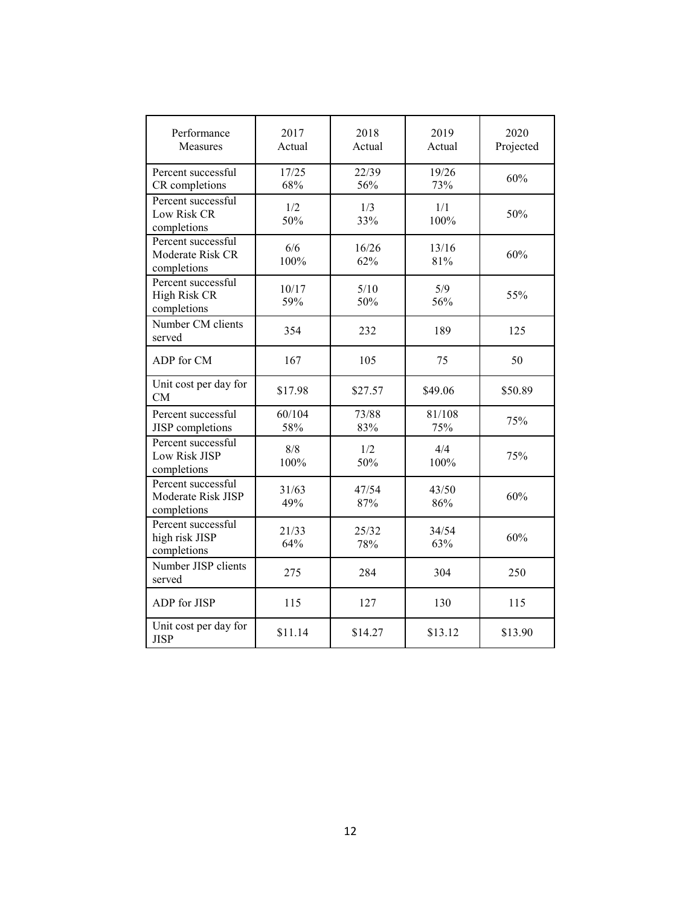| Performance Measures | 2017 Actual | 2018 Actual | 2019 Actual | 2020 Projected |
|---|---|---|---|---|
| Percent successful CR completions | 17/25 68% | 22/39 56% | 19/26 73% | 60% |
| Percent successful Low Risk CR completions | 1/2 50% | 1/3 33% | 1/1 100% | 50% |
| Percent successful Moderate Risk CR completions | 6/6 100% | 16/26 62% | 13/16 81% | 60% |
| Percent successful High Risk CR completions | 10/17 59% | 5/10 50% | 5/9 56% | 55% |
| Number CM clients served | 354 | 232 | 189 | 125 |
| ADP for CM | 167 | 105 | 75 | 50 |
| Unit cost per day for CM | $17.98 | $27.57 | $49.06 | $50.89 |
| Percent successful JISP completions | 60/104 58% | 73/88 83% | 81/108 75% | 75% |
| Percent successful Low Risk JISP completions | 8/8 100% | 1/2 50% | 4/4 100% | 75% |
| Percent successful Moderate Risk JISP completions | 31/63 49% | 47/54 87% | 43/50 86% | 60% |
| Percent successful high risk JISP completions | 21/33 64% | 25/32 78% | 34/54 63% | 60% |
| Number JISP clients served | 275 | 284 | 304 | 250 |
| ADP for JISP | 115 | 127 | 130 | 115 |
| Unit cost per day for JISP | $11.14 | $14.27 | $13.12 | $13.90 |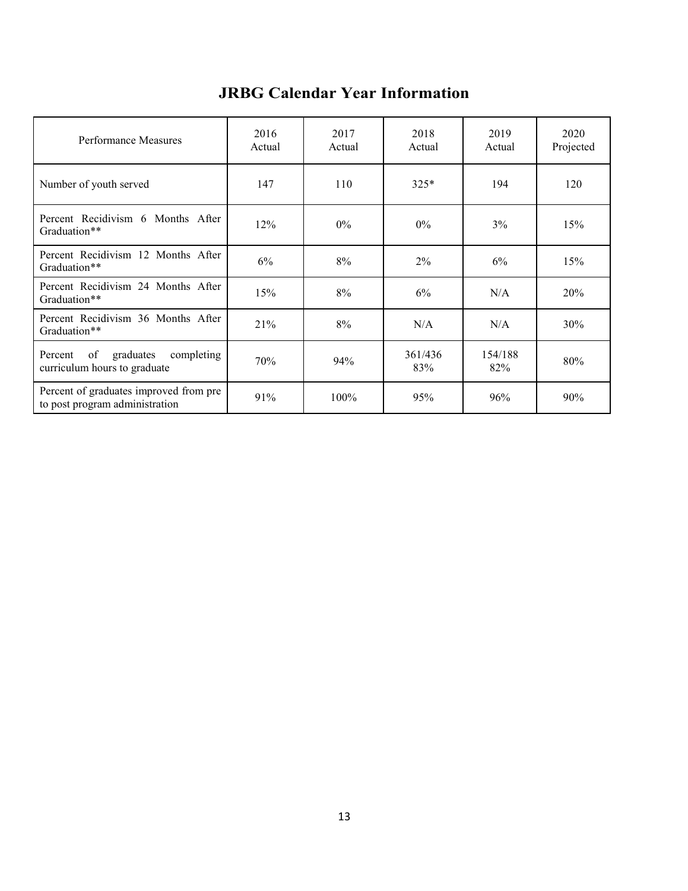# JRBG Calendar Year Information

| Performance Measures | 2016 Actual | 2017 Actual | 2018 Actual | 2019 Actual | 2020 Projected |
|---|---|---|---|---|---|
| Number of youth served | 147 | 110 | 325* | 194 | 120 |
| Percent Recidivism 6 Months After Graduation** | 12% | 0% | 0% | 3% | 15% |
| Percent Recidivism 12 Months After Graduation** | 6% | 8% | 2% | 6% | 15% |
| Percent Recidivism 24 Months After Graduation** | 15% | 8% | 6% | N/A | 20% |
| Percent Recidivism 36 Months After Graduation** | 21% | 8% | N/A | N/A | 30% |
| Percent of graduates completing curriculum hours to graduate | 70% | 94% | 361/436 83% | 154/188 82% | 80% |
| Percent of graduates improved from pre to post program administration | 91% | 100% | 95% | 96% | 90% |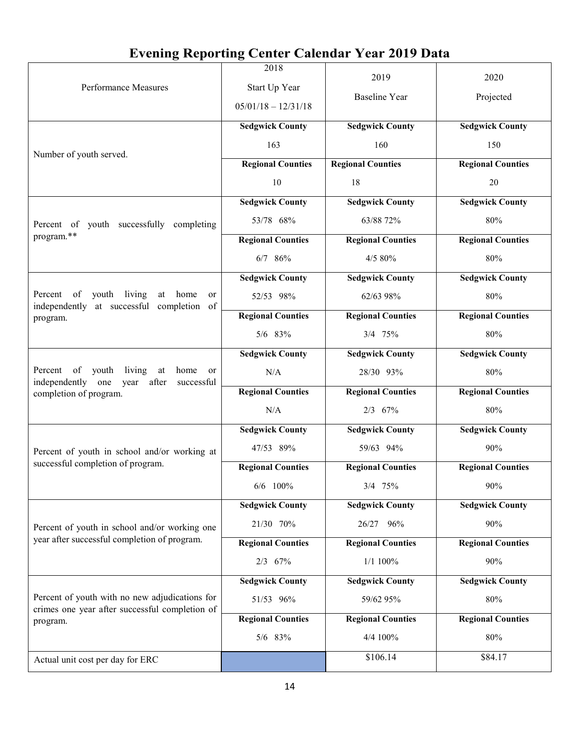# Evening Reporting Center Calendar Year 2019 Data

| Performance Measures | 2018<br>Start Up Year<br>05/01/18 – 12/31/18 | 2019<br>Baseline Year | 2020<br>Projected |
|---|---|---|---|
| Number of youth served. | **Sedgwick County**<br>163 | **Sedgwick County**<br>160 | **Sedgwick County**<br>150 |
| | **Regional Counties**<br>10 | **Regional Counties**<br>18 | **Regional Counties**<br>20 |
| Percent of youth successfully completing program.** | **Sedgwick County**<br>53/78 68% | **Sedgwick County**<br>63/88 72% | **Sedgwick County**<br>80% |
| | **Regional Counties**<br>6/7 86% | **Regional Counties**<br>4/5 80% | **Regional Counties**<br>80% |
| Percent of youth living at home or independently at successful completion of program. | **Sedgwick County**<br>52/53 98% | **Sedgwick County**<br>62/63 98% | **Sedgwick County**<br>80% |
| | **Regional Counties**<br>5/6 83% | **Regional Counties**<br>3/4 75% | **Regional Counties**<br>80% |
| Percent of youth living at home or independently one year after successful completion of program. | **Sedgwick County**<br>N/A | **Sedgwick County**<br>28/30 93% | **Sedgwick County**<br>80% |
| | **Regional Counties**<br>N/A | **Regional Counties**<br>2/3 67% | **Regional Counties**<br>80% |
| Percent of youth in school and/or working at successful completion of program. | **Sedgwick County**<br>47/53 89% | **Sedgwick County**<br>59/63 94% | **Sedgwick County**<br>90% |
| | **Regional Counties**<br>6/6 100% | **Regional Counties**<br>3/4 75% | **Regional Counties**<br>90% |
| Percent of youth in school and/or working one year after successful completion of program. | **Sedgwick County**<br>21/30 70% | **Sedgwick County**<br>26/27 96% | **Sedgwick County**<br>90% |
| | **Regional Counties**<br>2/3 67% | **Regional Counties**<br>1/1 100% | **Regional Counties**<br>90% |
| Percent of youth with no new adjudications for crimes one year after successful completion of program. | **Sedgwick County**<br>51/53 96% | **Sedgwick County**<br>59/62 95% | **Sedgwick County**<br>80% |
| | **Regional Counties**<br>5/6 83% | **Regional Counties**<br>4/4 100% | **Regional Counties**<br>80% |
| Actual unit cost per day for ERC | | $106.14 | $84.17 |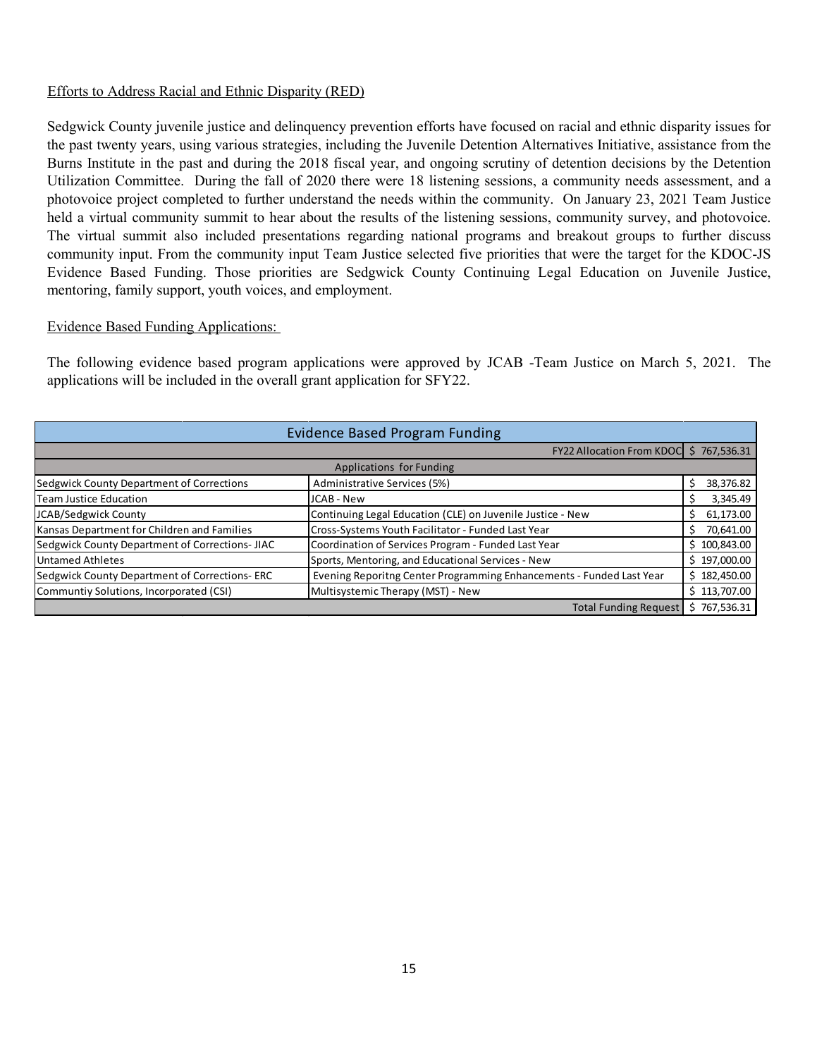Efforts to Address Racial and Ethnic Disparity (RED)

Sedgwick County juvenile justice and delinquency prevention efforts have focused on racial and ethnic disparity issues for the past twenty years, using various strategies, including the Juvenile Detention Alternatives Initiative, assistance from the Burns Institute in the past and during the 2018 fiscal year, and ongoing scrutiny of detention decisions by the Detention Utilization Committee. During the fall of 2020 there were 18 listening sessions, a community needs assessment, and a photovoice project completed to further understand the needs within the community. On January 23, 2021 Team Justice held a virtual community summit to hear about the results of the listening sessions, community survey, and photovoice. The virtual summit also included presentations regarding national programs and breakout groups to further discuss community input. From the community input Team Justice selected five priorities that were the target for the KDOC-JS Evidence Based Funding. Those priorities are Sedgwick County Continuing Legal Education on Juvenile Justice, mentoring, family support, youth voices, and employment.

Evidence Based Funding Applications:

The following evidence based program applications were approved by JCAB -Team Justice on March 5, 2021. The applications will be included in the overall grant application for SFY22.

| Evidence Based Program Funding | | |
|---|---|---|
| | FY22 Allocation From KDOC | $ 767,536.31 |
| Applications for Funding | | |
| Sedgwick County Department of Corrections | Administrative Services (5%) | $ 38,376.82 |
| Team Justice Education | JCAB - New | $ 3,345.49 |
| JCAB/Sedgwick County | Continuing Legal Education (CLE) on Juvenile Justice - New | $ 61,173.00 |
| Kansas Department for Children and Families | Cross-Systems Youth Facilitator - Funded Last Year | $ 70,641.00 |
| Sedgwick County Department of Corrections- JIAC | Coordination of Services Program - Funded Last Year | $ 100,843.00 |
| Untamed Athletes | Sports, Mentoring, and Educational Services - New | $ 197,000.00 |
| Sedgwick County Department of Corrections- ERC | Evening Reporitng Center Programming Enhancements - Funded Last Year | $ 182,450.00 |
| Communtiy Solutions, Incorporated (CSI) | Multisystemic Therapy (MST) - New | $ 113,707.00 |
| | Total Funding Request | $ 767,536.31 |